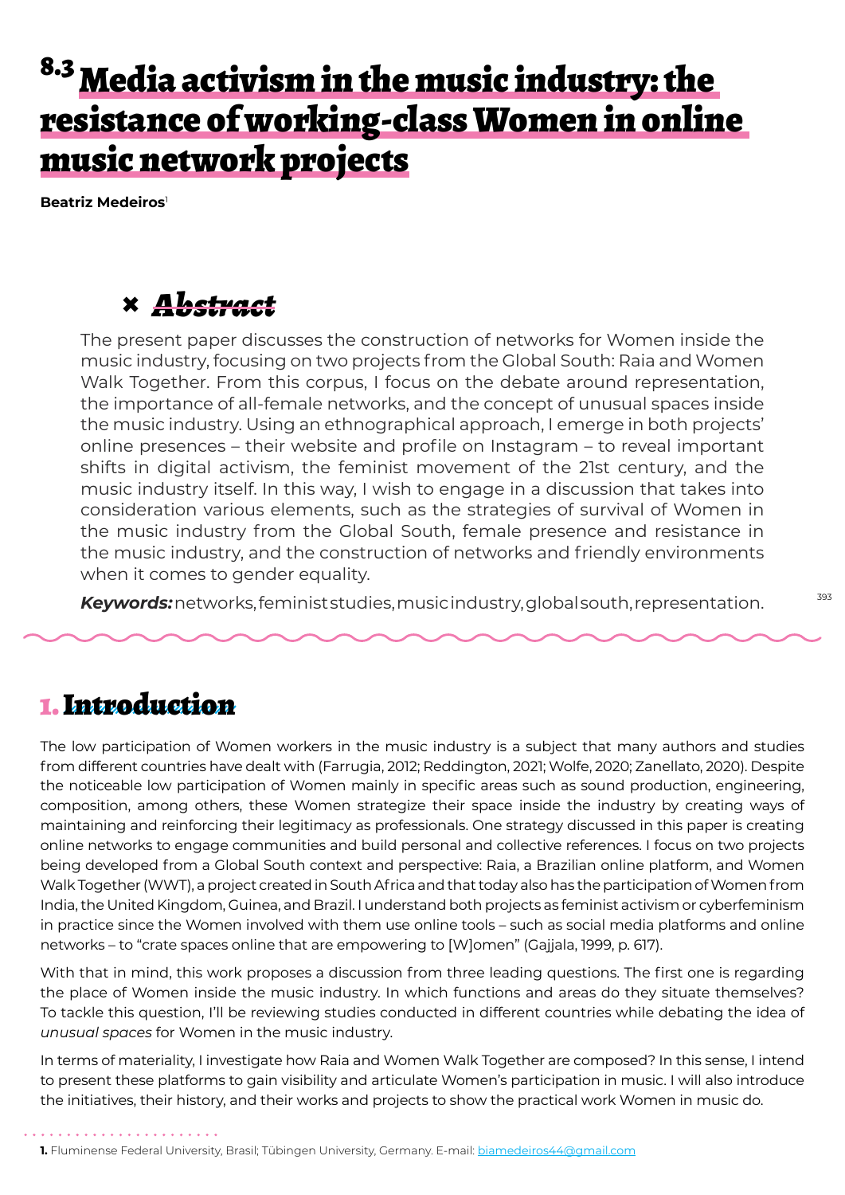# 8.3 Media activism in the music industry: the resistance of working-class Women in online music network projects

**Beatriz Medeiros**[1]

## Abstract

The present paper discusses the construction of networks for Women inside the music industry, focusing on two projects from the Global South: Raia and Women Walk Together. From this corpus, I focus on the debate around representation, the importance of all-female networks, and the concept of unusual spaces inside the music industry. Using an ethnographical approach, I emerge in both projects' online presences – their website and profile on Instagram – to reveal important shifts in digital activism, the feminist movement of the 21st century, and the music industry itself. In this way, I wish to engage in a discussion that takes into consideration various elements, such as the strategies of survival of Women in the music industry from the Global South, female presence and resistance in the music industry, and the construction of networks and friendly environments when it comes to gender equality.

***Keywords:*** networks, feminist studies, music industry, global south, representation.

## 1. Introduction

The low participation of Women workers in the music industry is a subject that many authors and studies from different countries have dealt with (Farrugia, 2012; Reddington, 2021; Wolfe, 2020; Zanellato, 2020). Despite the noticeable low participation of Women mainly in specific areas such as sound production, engineering, composition, among others, these Women strategize their space inside the industry by creating ways of maintaining and reinforcing their legitimacy as professionals. One strategy discussed in this paper is creating online networks to engage communities and build personal and collective references. I focus on two projects being developed from a Global South context and perspective: Raia, a Brazilian online platform, and Women Walk Together (WWT), a project created in South Africa and that today also has the participation of Women from India, the United Kingdom, Guinea, and Brazil. I understand both projects as feminist activism or cyberfeminism in practice since the Women involved with them use online tools – such as social media platforms and online networks – to "crate spaces online that are empowering to [W]omen" (Gajjala, 1999, p. 617).

With that in mind, this work proposes a discussion from three leading questions. The first one is regarding the place of Women inside the music industry. In which functions and areas do they situate themselves? To tackle this question, I'll be reviewing studies conducted in different countries while debating the idea of *unusual spaces* for Women in the music industry.

In terms of materiality, I investigate how Raia and Women Walk Together are composed? In this sense, I intend to present these platforms to gain visibility and articulate Women's participation in music. I will also introduce the initiatives, their history, and their works and projects to show the practical work Women in music do.

**1.** Fluminense Federal University, Brasil; Tübingen University, Germany. E-mail: biamedeiros44@gmail.com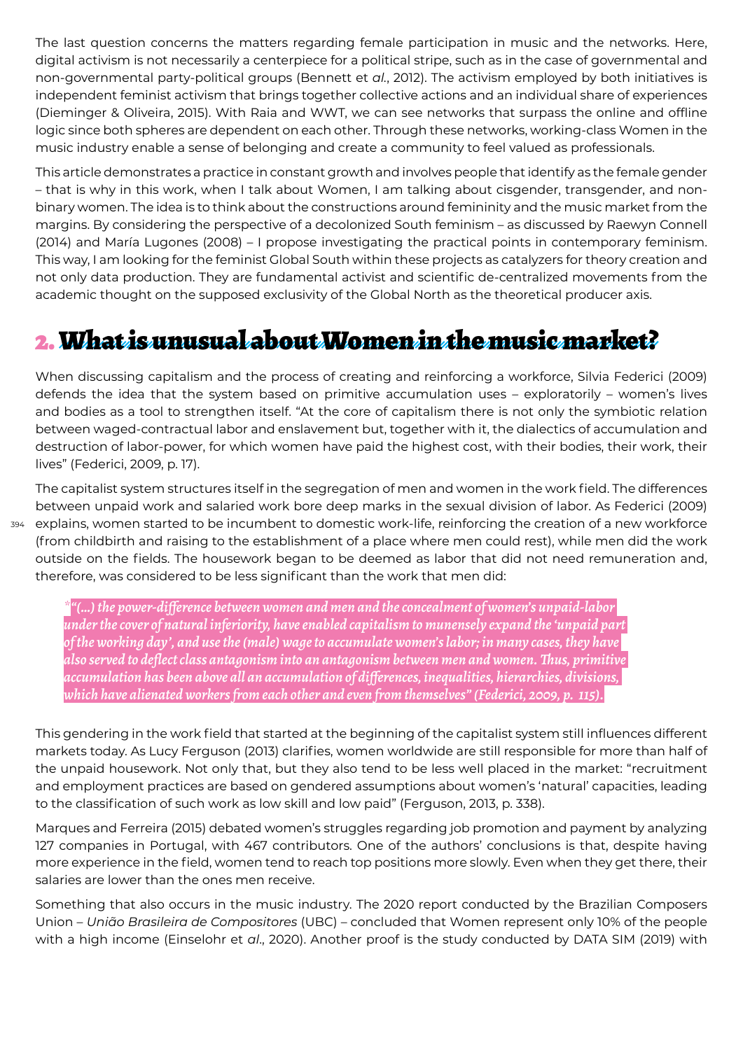The last question concerns the matters regarding female participation in music and the networks. Here, digital activism is not necessarily a centerpiece for a political stripe, such as in the case of governmental and non-governmental party-political groups (Bennett et *al.*, 2012). The activism employed by both initiatives is independent feminist activism that brings together collective actions and an individual share of experiences (Dieminger & Oliveira, 2015). With Raia and WWT, we can see networks that surpass the online and offline logic since both spheres are dependent on each other. Through these networks, working-class Women in the music industry enable a sense of belonging and create a community to feel valued as professionals.

This article demonstrates a practice in constant growth and involves people that identify as the female gender – that is why in this work, when I talk about Women, I am talking about cisgender, transgender, and non-binary women. The idea is to think about the constructions around femininity and the music market from the margins. By considering the perspective of a decolonized South feminism – as discussed by Raewyn Connell (2014) and María Lugones (2008) – I propose investigating the practical points in contemporary feminism. This way, I am looking for the feminist Global South within these projects as catalyzers for theory creation and not only data production. They are fundamental activist and scientific de-centralized movements from the academic thought on the supposed exclusivity of the Global North as the theoretical producer axis.

## 2. What is unusual about Women in the music market?

When discussing capitalism and the process of creating and reinforcing a workforce, Silvia Federici (2009) defends the idea that the system based on primitive accumulation uses – exploratorily – women's lives and bodies as a tool to strengthen itself. "At the core of capitalism there is not only the symbiotic relation between waged-contractual labor and enslavement but, together with it, the dialectics of accumulation and destruction of labor-power, for which women have paid the highest cost, with their bodies, their work, their lives" (Federici, 2009, p. 17).

The capitalist system structures itself in the segregation of men and women in the work field. The differences between unpaid work and salaried work bore deep marks in the sexual division of labor. As Federici (2009) explains, women started to be incumbent to domestic work-life, reinforcing the creation of a new workforce (from childbirth and raising to the establishment of a place where men could rest), while men did the work outside on the fields. The housework began to be deemed as labor that did not need remuneration and, therefore, was considered to be less significant than the work that men did:

> *"(...) the power-difference between women and men and the concealment of women's unpaid-labor under the cover of natural inferiority, have enabled capitalism to munensely expand the 'unpaid part of the working day', and use the (male) wage to accumulate women's labor; in many cases, they have also served to deflect class antagonism into an antagonism between men and women. Thus, primitive accumulation has been above all an accumulation of differences, inequalities, hierarchies, divisions, which have alienated workers from each other and even from themselves" (Federici, 2009, p. 115).*

This gendering in the work field that started at the beginning of the capitalist system still influences different markets today. As Lucy Ferguson (2013) clarifies, women worldwide are still responsible for more than half of the unpaid housework. Not only that, but they also tend to be less well placed in the market: "recruitment and employment practices are based on gendered assumptions about women's 'natural' capacities, leading to the classification of such work as low skill and low paid" (Ferguson, 2013, p. 338).

Marques and Ferreira (2015) debated women's struggles regarding job promotion and payment by analyzing 127 companies in Portugal, with 467 contributors. One of the authors' conclusions is that, despite having more experience in the field, women tend to reach top positions more slowly. Even when they get there, their salaries are lower than the ones men receive.

Something that also occurs in the music industry. The 2020 report conducted by the Brazilian Composers Union – *União Brasileira de Compositores* (UBC) – concluded that Women represent only 10% of the people with a high income (Einselohr et *al*., 2020). Another proof is the study conducted by DATA SIM (2019) with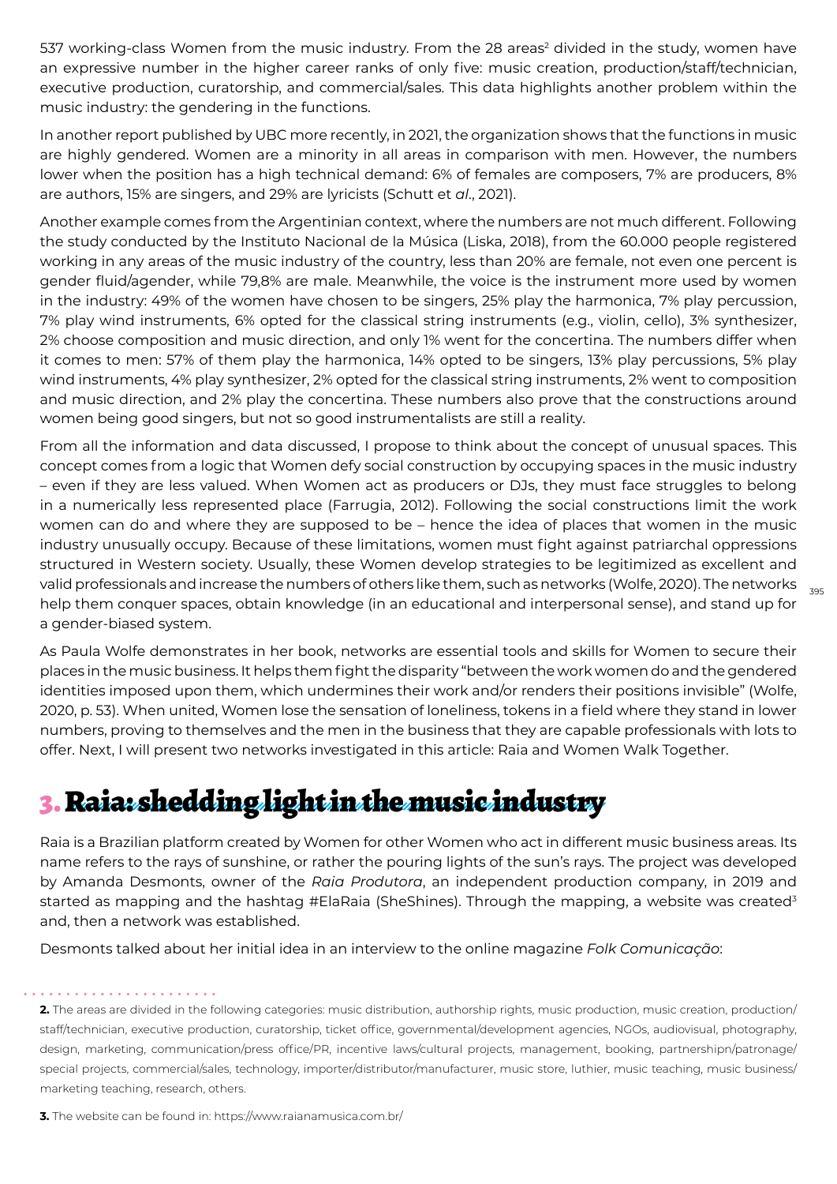537 working-class Women from the music industry. From the 28 areas[2] divided in the study, women have an expressive number in the higher career ranks of only five: music creation, production/staff/technician, executive production, curatorship, and commercial/sales. This data highlights another problem within the music industry: the gendering in the functions.

In another report published by UBC more recently, in 2021, the organization shows that the functions in music are highly gendered. Women are a minority in all areas in comparison with men. However, the numbers lower when the position has a high technical demand: 6% of females are composers, 7% are producers, 8% are authors, 15% are singers, and 29% are lyricists (Schutt et *al*., 2021).

Another example comes from the Argentinian context, where the numbers are not much different. Following the study conducted by the Instituto Nacional de la Música (Liska, 2018), from the 60.000 people registered working in any areas of the music industry of the country, less than 20% are female, not even one percent is gender fluid/agender, while 79,8% are male. Meanwhile, the voice is the instrument more used by women in the industry: 49% of the women have chosen to be singers, 25% play the harmonica, 7% play percussion, 7% play wind instruments, 6% opted for the classical string instruments (e.g., violin, cello), 3% synthesizer, 2% choose composition and music direction, and only 1% went for the concertina. The numbers differ when it comes to men: 57% of them play the harmonica, 14% opted to be singers, 13% play percussions, 5% play wind instruments, 4% play synthesizer, 2% opted for the classical string instruments, 2% went to composition and music direction, and 2% play the concertina. These numbers also prove that the constructions around women being good singers, but not so good instrumentalists are still a reality.

From all the information and data discussed, I propose to think about the concept of unusual spaces. This concept comes from a logic that Women defy social construction by occupying spaces in the music industry – even if they are less valued. When Women act as producers or DJs, they must face struggles to belong in a numerically less represented place (Farrugia, 2012). Following the social constructions limit the work women can do and where they are supposed to be – hence the idea of places that women in the music industry unusually occupy. Because of these limitations, women must fight against patriarchal oppressions structured in Western society. Usually, these Women develop strategies to be legitimized as excellent and valid professionals and increase the numbers of others like them, such as networks (Wolfe, 2020). The networks help them conquer spaces, obtain knowledge (in an educational and interpersonal sense), and stand up for a gender-biased system.

As Paula Wolfe demonstrates in her book, networks are essential tools and skills for Women to secure their places in the music business. It helps them fight the disparity "between the work women do and the gendered identities imposed upon them, which undermines their work and/or renders their positions invisible" (Wolfe, 2020, p. 53). When united, Women lose the sensation of loneliness, tokens in a field where they stand in lower numbers, proving to themselves and the men in the business that they are capable professionals with lots to offer. Next, I will present two networks investigated in this article: Raia and Women Walk Together.

# 3. Raia: shedding light in the music industry

Raia is a Brazilian platform created by Women for other Women who act in different music business areas. Its name refers to the rays of sunshine, or rather the pouring lights of the sun's rays. The project was developed by Amanda Desmonts, owner of the *Raia Produtora*, an independent production company, in 2019 and started as mapping and the hashtag #ElaRaia (SheShines). Through the mapping, a website was created[3] and, then a network was established.

Desmonts talked about her initial idea in an interview to the online magazine *Folk Comunicação*:

---

**2.** The areas are divided in the following categories: music distribution, authorship rights, music production, music creation, production/staff/technician, executive production, curatorship, ticket office, governmental/development agencies, NGOs, audiovisual, photography, design, marketing, communication/press office/PR, incentive laws/cultural projects, management, booking, partnershipn/patronage/special projects, commercial/sales, technology, importer/distributor/manufacturer, music store, luthier, music teaching, music business/marketing teaching, research, others.

**3.** The website can be found in: https://www.raianamusica.com.br/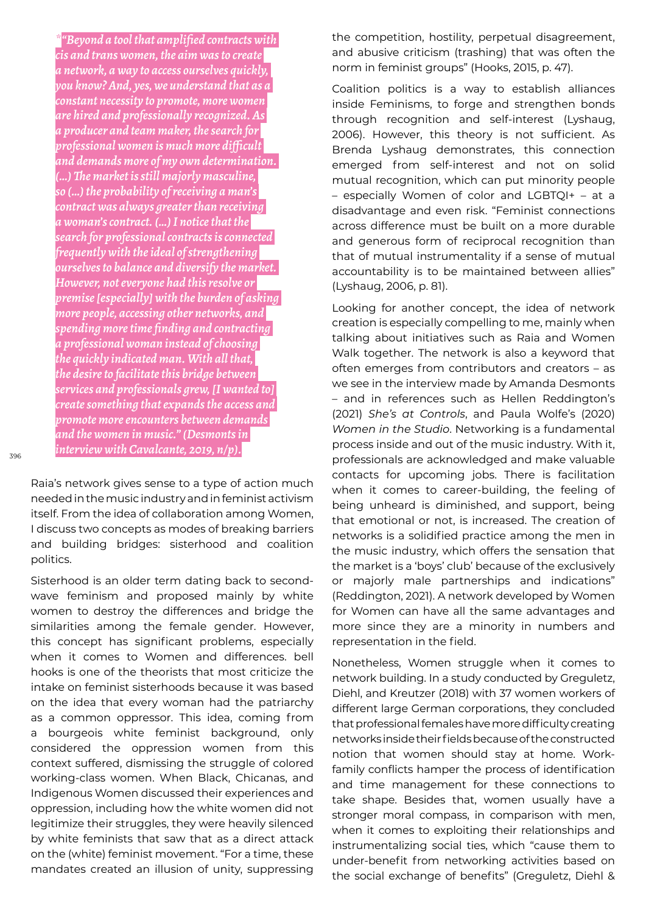*"Beyond a tool that amplified contracts with cis and trans women, the aim was to create a network, a way to access ourselves quickly, you know? And, yes, we understand that as a constant necessity to promote, more women are hired and professionally recognized. As a producer and team maker, the search for professional women is much more difficult and demands more of my own determination. (...) The market is still majorly masculine, so (...) the probability of receiving a man's contract was always greater than receiving a woman's contract. (...) I notice that the search for professional contracts is connected frequently with the ideal of strengthening ourselves to balance and diversify the market. However, not everyone had this resolve or premise [especially] with the burden of asking more people, accessing other networks, and spending more time finding and contracting a professional woman instead of choosing the quickly indicated man. With all that, the desire to facilitate this bridge between services and professionals grew, [I wanted to] create something that expands the access and promote more encounters between demands and the women in music." (Desmonts in interview with Cavalcante, 2019, n/p).*

Raia's network gives sense to a type of action much needed in the music industry and in feminist activism itself. From the idea of collaboration among Women, I discuss two concepts as modes of breaking barriers and building bridges: sisterhood and coalition politics.

Sisterhood is an older term dating back to second-wave feminism and proposed mainly by white women to destroy the differences and bridge the similarities among the female gender. However, this concept has significant problems, especially when it comes to Women and differences. bell hooks is one of the theorists that most criticize the intake on feminist sisterhoods because it was based on the idea that every woman had the patriarchy as a common oppressor. This idea, coming from a bourgeois white feminist background, only considered the oppression women from this context suffered, dismissing the struggle of colored working-class women. When Black, Chicanas, and Indigenous Women discussed their experiences and oppression, including how the white women did not legitimize their struggles, they were heavily silenced by white feminists that saw that as a direct attack on the (white) feminist movement. "For a time, these mandates created an illusion of unity, suppressing the competition, hostility, perpetual disagreement, and abusive criticism (trashing) that was often the norm in feminist groups" (Hooks, 2015, p. 47).

Coalition politics is a way to establish alliances inside Feminisms, to forge and strengthen bonds through recognition and self-interest (Lyshaug, 2006). However, this theory is not sufficient. As Brenda Lyshaug demonstrates, this connection emerged from self-interest and not on solid mutual recognition, which can put minority people – especially Women of color and LGBTQI+ – at a disadvantage and even risk. "Feminist connections across difference must be built on a more durable and generous form of reciprocal recognition than that of mutual instrumentality if a sense of mutual accountability is to be maintained between allies" (Lyshaug, 2006, p. 81).

Looking for another concept, the idea of network creation is especially compelling to me, mainly when talking about initiatives such as Raia and Women Walk together. The network is also a keyword that often emerges from contributors and creators – as we see in the interview made by Amanda Desmonts – and in references such as Hellen Reddington's (2021) *She's at Controls*, and Paula Wolfe's (2020) *Women in the Studio*. Networking is a fundamental process inside and out of the music industry. With it, professionals are acknowledged and make valuable contacts for upcoming jobs. There is facilitation when it comes to career-building, the feeling of being unheard is diminished, and support, being that emotional or not, is increased. The creation of networks is a solidified practice among the men in the music industry, which offers the sensation that the market is a 'boys' club' because of the exclusively or majorly male partnerships and indications" (Reddington, 2021). A network developed by Women for Women can have all the same advantages and more since they are a minority in numbers and representation in the field.

Nonetheless, Women struggle when it comes to network building. In a study conducted by Greguletz, Diehl, and Kreutzer (2018) with 37 women workers of different large German corporations, they concluded that professional females have more difficulty creating networks inside their fields because of the constructed notion that women should stay at home. Work-family conflicts hamper the process of identification and time management for these connections to take shape. Besides that, women usually have a stronger moral compass, in comparison with men, when it comes to exploiting their relationships and instrumentalizing social ties, which "cause them to under-benefit from networking activities based on the social exchange of benefits" (Greguletz, Diehl &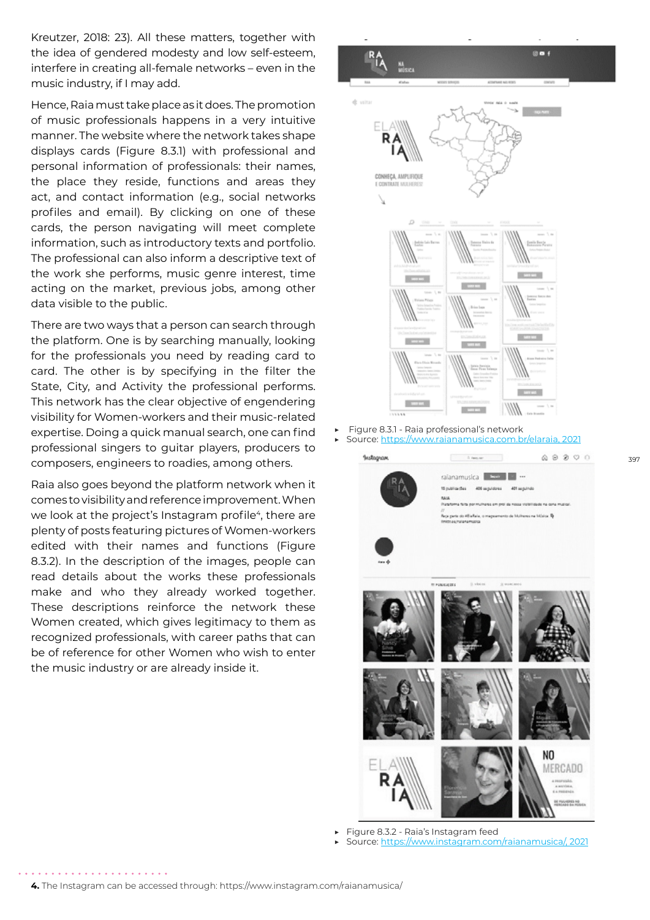Kreutzer, 2018: 23). All these matters, together with the idea of gendered modesty and low self-esteem, interfere in creating all-female networks – even in the music industry, if I may add.

Hence, Raia must take place as it does. The promotion of music professionals happens in a very intuitive manner. The website where the network takes shape displays cards (Figure 8.3.1) with professional and personal information of professionals: their names, the place they reside, functions and areas they act, and contact information (e.g., social networks profiles and email). By clicking on one of these cards, the person navigating will meet complete information, such as introductory texts and portfolio. The professional can also inform a descriptive text of the work she performs, music genre interest, time acting on the market, previous jobs, among other data visible to the public.

There are two ways that a person can search through the platform. One is by searching manually, looking for the professionals you need by reading card to card. The other is by specifying in the filter the State, City, and Activity the professional performs. This network has the clear objective of engendering visibility for Women-workers and their music-related expertise. Doing a quick manual search, one can find professional singers to guitar players, producers to composers, engineers to roadies, among others.

Raia also goes beyond the platform network when it comes to visibility and reference improvement. When we look at the project's Instagram profile[4], there are plenty of posts featuring pictures of Women-workers edited with their names and functions (Figure 8.3.2). In the description of the images, people can read details about the works these professionals make and who they already worked together. These descriptions reinforce the network these Women created, which gives legitimacy to them as recognized professionals, with career paths that can be of reference for other Women who wish to enter the music industry or are already inside it.

- Figure 8.3.1 - Raia professional's network
- Source: https://www.raianamusica.com.br/elaraia, 2021

- Figure 8.3.2 - Raia's Instagram feed
- Source: https://www.instagram.com/raianamusica/, 2021

**4.** The Instagram can be accessed through: https://www.instagram.com/raianamusica/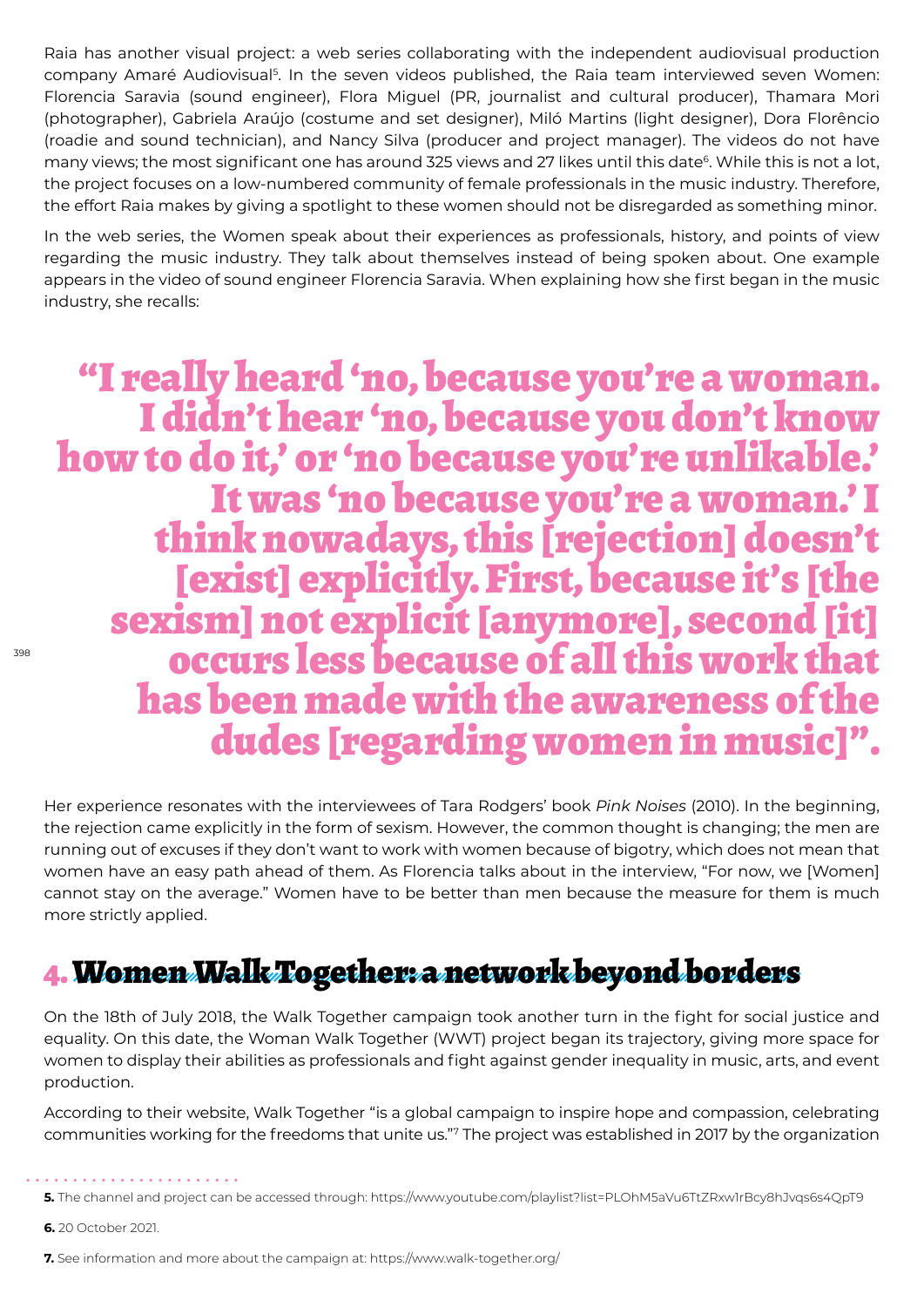Raia has another visual project: a web series collaborating with the independent audiovisual production company Amaré Audiovisual[5]. In the seven videos published, the Raia team interviewed seven Women: Florencia Saravia (sound engineer), Flora Miguel (PR, journalist and cultural producer), Thamara Mori (photographer), Gabriela Araújo (costume and set designer), Miló Martins (light designer), Dora Florêncio (roadie and sound technician), and Nancy Silva (producer and project manager). The videos do not have many views; the most significant one has around 325 views and 27 likes until this date[6]. While this is not a lot, the project focuses on a low-numbered community of female professionals in the music industry. Therefore, the effort Raia makes by giving a spotlight to these women should not be disregarded as something minor.

In the web series, the Women speak about their experiences as professionals, history, and points of view regarding the music industry. They talk about themselves instead of being spoken about. One example appears in the video of sound engineer Florencia Saravia. When explaining how she first began in the music industry, she recalls:

> **"I really heard 'no, because you're a woman. I didn't hear 'no, because you don't know how to do it,' or 'no because you're unlikable.' It was 'no because you're a woman.' I think nowadays, this [rejection] doesn't [exist] explicitly. First, because it's [the sexism] not explicit [anymore], second [it] occurs less because of all this work that has been made with the awareness of the dudes [regarding women in music]".**

Her experience resonates with the interviewees of Tara Rodgers' book *Pink Noises* (2010). In the beginning, the rejection came explicitly in the form of sexism. However, the common thought is changing; the men are running out of excuses if they don't want to work with women because of bigotry, which does not mean that women have an easy path ahead of them. As Florencia talks about in the interview, "For now, we [Women] cannot stay on the average." Women have to be better than men because the measure for them is much more strictly applied.

## 4. Women Walk Together: a network beyond borders

On the 18th of July 2018, the Walk Together campaign took another turn in the fight for social justice and equality. On this date, the Woman Walk Together (WWT) project began its trajectory, giving more space for women to display their abilities as professionals and fight against gender inequality in music, arts, and event production.

According to their website, Walk Together "is a global campaign to inspire hope and compassion, celebrating communities working for the freedoms that unite us."[7] The project was established in 2017 by the organization

---

**5.** The channel and project can be accessed through: https://www.youtube.com/playlist?list=PLOhM5aVu6TtZRxw1rBcy8hJvqs6s4QpT9

**6.** 20 October 2021.

**7.** See information and more about the campaign at: https://www.walk-together.org/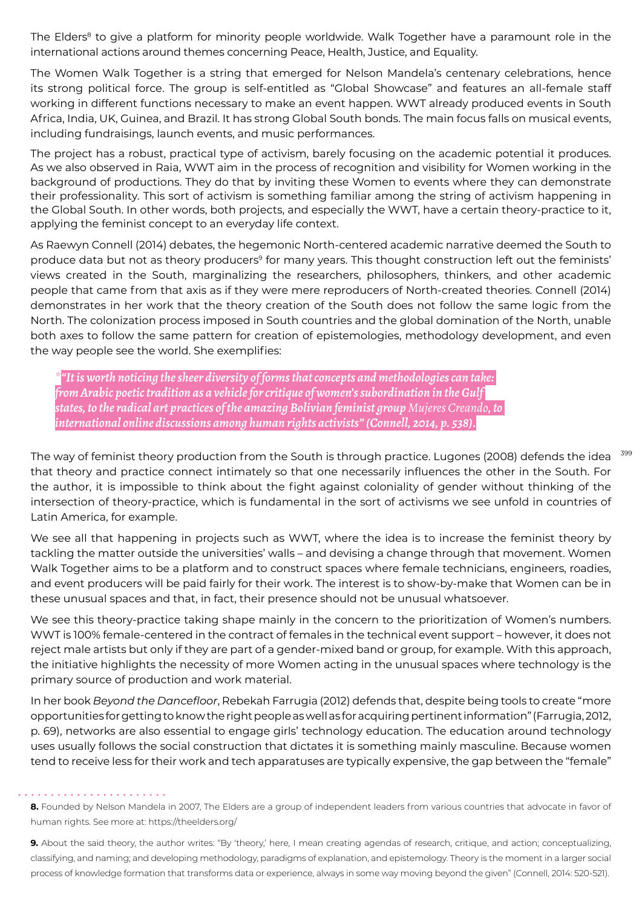The Elders[8] to give a platform for minority people worldwide. Walk Together have a paramount role in the international actions around themes concerning Peace, Health, Justice, and Equality.

The Women Walk Together is a string that emerged for Nelson Mandela's centenary celebrations, hence its strong political force. The group is self-entitled as "Global Showcase" and features an all-female staff working in different functions necessary to make an event happen. WWT already produced events in South Africa, India, UK, Guinea, and Brazil. It has strong Global South bonds. The main focus falls on musical events, including fundraisings, launch events, and music performances.

The project has a robust, practical type of activism, barely focusing on the academic potential it produces. As we also observed in Raia, WWT aim in the process of recognition and visibility for Women working in the background of productions. They do that by inviting these Women to events where they can demonstrate their professionality. This sort of activism is something familiar among the string of activism happening in the Global South. In other words, both projects, and especially the WWT, have a certain theory-practice to it, applying the feminist concept to an everyday life context.

As Raewyn Connell (2014) debates, the hegemonic North-centered academic narrative deemed the South to produce data but not as theory producers[9] for many years. This thought construction left out the feminists' views created in the South, marginalizing the researchers, philosophers, thinkers, and other academic people that came from that axis as if they were mere reproducers of North-created theories. Connell (2014) demonstrates in her work that the theory creation of the South does not follow the same logic from the North. The colonization process imposed in South countries and the global domination of the North, unable both axes to follow the same pattern for creation of epistemologies, methodology development, and even the way people see the world. She exemplifies:

> ***"It is worth noticing the sheer diversity of forms that concepts and methodologies can take: from Arabic poetic tradition as a vehicle for critique of women's subordination in the Gulf states, to the radical art practices of the amazing Bolivian feminist group* Mujeres Creando*, to international online discussions among human rights activists" (Connell, 2014, p. 538).***

The way of feminist theory production from the South is through practice. Lugones (2008) defends the idea that theory and practice connect intimately so that one necessarily influences the other in the South. For the author, it is impossible to think about the fight against coloniality of gender without thinking of the intersection of theory-practice, which is fundamental in the sort of activisms we see unfold in countries of Latin America, for example.

We see all that happening in projects such as WWT, where the idea is to increase the feminist theory by tackling the matter outside the universities' walls – and devising a change through that movement. Women Walk Together aims to be a platform and to construct spaces where female technicians, engineers, roadies, and event producers will be paid fairly for their work. The interest is to show-by-make that Women can be in these unusual spaces and that, in fact, their presence should not be unusual whatsoever.

We see this theory-practice taking shape mainly in the concern to the prioritization of Women's numbers. WWT is 100% female-centered in the contract of females in the technical event support – however, it does not reject male artists but only if they are part of a gender-mixed band or group, for example. With this approach, the initiative highlights the necessity of more Women acting in the unusual spaces where technology is the primary source of production and work material.

In her book *Beyond the Dancefloor*, Rebekah Farrugia (2012) defends that, despite being tools to create "more opportunities for getting to know the right people as well as for acquiring pertinent information" (Farrugia, 2012, p. 69), networks are also essential to engage girls' technology education. The education around technology uses usually follows the social construction that dictates it is something mainly masculine. Because women tend to receive less for their work and tech apparatuses are typically expensive, the gap between the "female"

**8.** Founded by Nelson Mandela in 2007, The Elders are a group of independent leaders from various countries that advocate in favor of human rights. See more at: https://theelders.org/

**9.** About the said theory, the author writes: "By 'theory,' here, I mean creating agendas of research, critique, and action; conceptualizing, classifying, and naming; and developing methodology, paradigms of explanation, and epistemology. Theory is the moment in a larger social process of knowledge formation that transforms data or experience, always in some way moving beyond the given" (Connell, 2014: 520-521).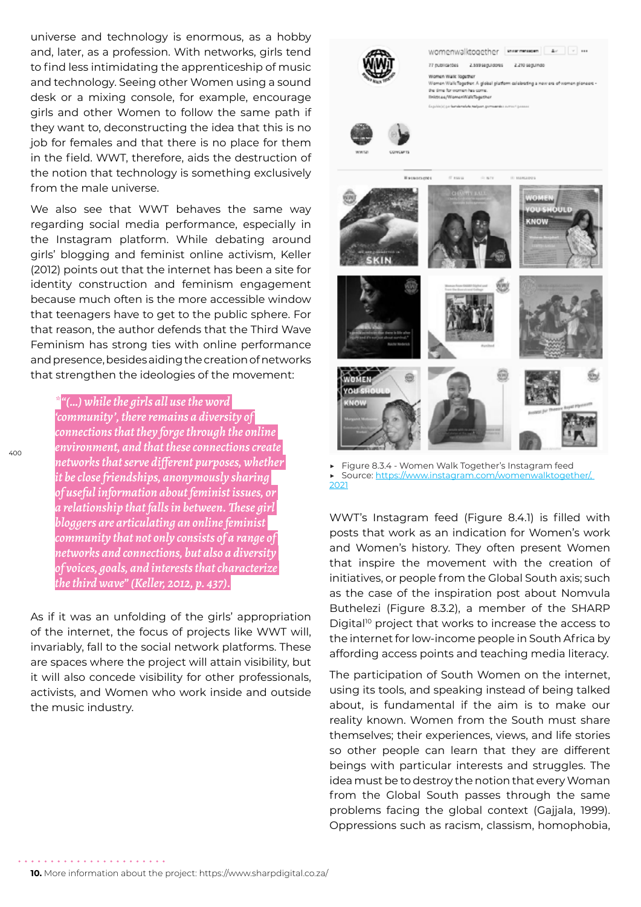universe and technology is enormous, as a hobby and, later, as a profession. With networks, girls tend to find less intimidating the apprenticeship of music and technology. Seeing other Women using a sound desk or a mixing console, for example, encourage girls and other Women to follow the same path if they want to, deconstructing the idea that this is no job for females and that there is no place for them in the field. WWT, therefore, aids the destruction of the notion that technology is something exclusively from the male universe.

We also see that WWT behaves the same way regarding social media performance, especially in the Instagram platform. While debating around girls' blogging and feminist online activism, Keller (2012) points out that the internet has been a site for identity construction and feminism engagement because much often is the more accessible window that teenagers have to get to the public sphere. For that reason, the author defends that the Third Wave Feminism has strong ties with online performance and presence, besides aiding the creation of networks that strengthen the ideologies of the movement:

> *"(...) while the girls all use the word 'community', there remains a diversity of connections that they forge through the online environment, and that these connections create networks that serve different purposes, whether it be close friendships, anonymously sharing of useful information about feminist issues, or a relationship that falls in between. These girl bloggers are articulating an online feminist community that not only consists of a range of networks and connections, but also a diversity of voices, goals, and interests that characterize the third wave" (Keller, 2012, p. 437).*

As if it was an unfolding of the girls' appropriation of the internet, the focus of projects like WWT will, invariably, fall to the social network platforms. These are spaces where the project will attain visibility, but it will also concede visibility for other professionals, activists, and Women who work inside and outside the music industry.

- Figure 8.3.4 - Women Walk Together's Instagram feed
- Source: https://www.instagram.com/womenwalktogether/, 2021

WWT's Instagram feed (Figure 8.4.1) is filled with posts that work as an indication for Women's work and Women's history. They often present Women that inspire the movement with the creation of initiatives, or people from the Global South axis; such as the case of the inspiration post about Nomvula Buthelezi (Figure 8.3.2), a member of the SHARP Digital[10] project that works to increase the access to the internet for low-income people in South Africa by affording access points and teaching media literacy.

The participation of South Women on the internet, using its tools, and speaking instead of being talked about, is fundamental if the aim is to make our reality known. Women from the South must share themselves; their experiences, views, and life stories so other people can learn that they are different beings with particular interests and struggles. The idea must be to destroy the notion that every Woman from the Global South passes through the same problems facing the global context (Gajjala, 1999). Oppressions such as racism, classism, homophobia,

**10.** More information about the project: https://www.sharpdigital.co.za/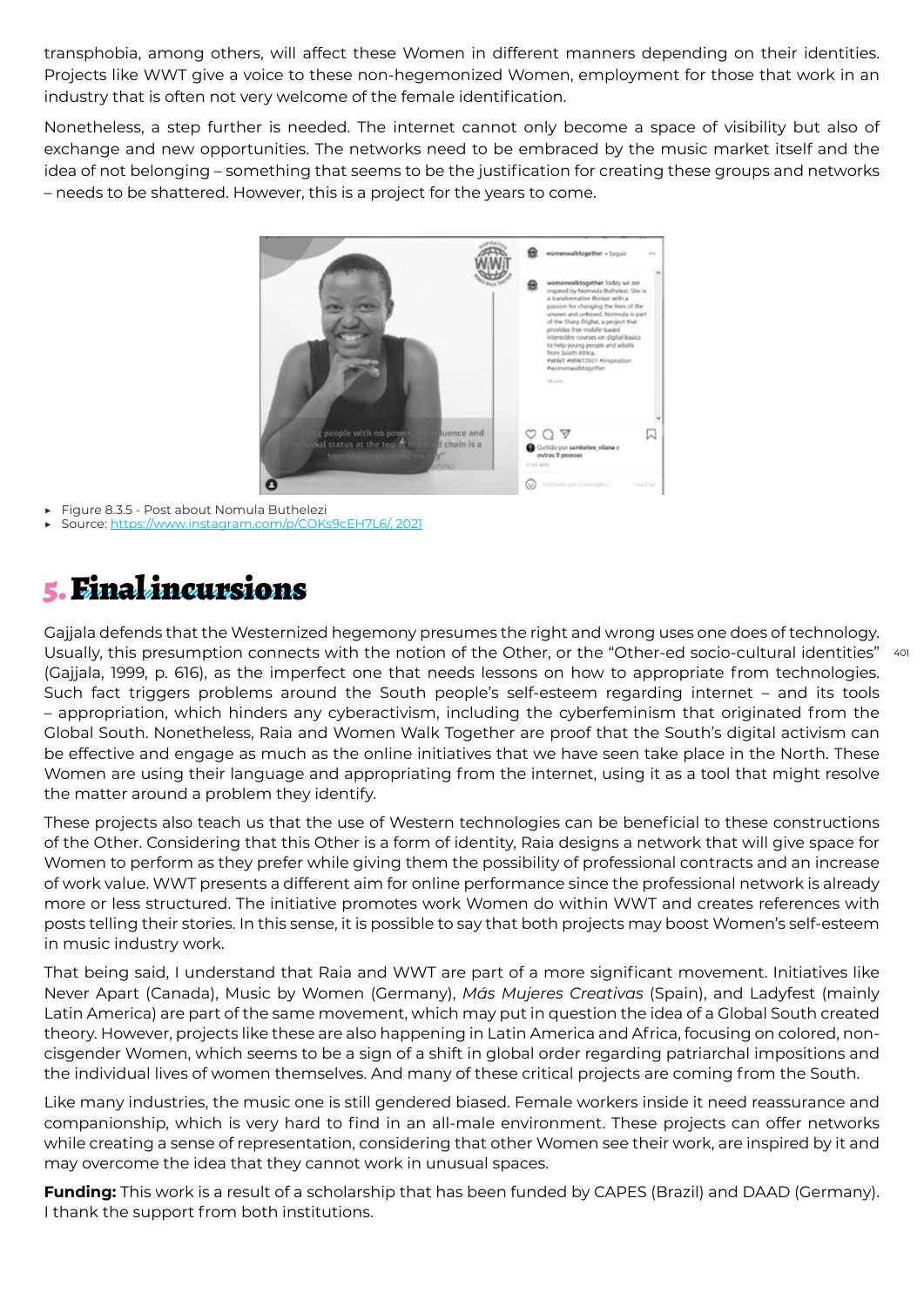transphobia, among others, will affect these Women in different manners depending on their identities. Projects like WWT give a voice to these non-hegemonized Women, employment for those that work in an industry that is often not very welcome of the female identification.

Nonetheless, a step further is needed. The internet cannot only become a space of visibility but also of exchange and new opportunities. The networks need to be embraced by the music market itself and the idea of not belonging – something that seems to be the justification for creating these groups and networks – needs to be shattered. However, this is a project for the years to come.

- Figure 8.3.5 - Post about Nomula Buthelezi
- Source: https://www.instagram.com/p/COKs9cEH7L6/, 2021

## 5. Final incursions

Gajjala defends that the Westernized hegemony presumes the right and wrong uses one does of technology. Usually, this presumption connects with the notion of the Other, or the "Other-ed socio-cultural identities" (Gajjala, 1999, p. 616), as the imperfect one that needs lessons on how to appropriate from technologies. Such fact triggers problems around the South people's self-esteem regarding internet – and its tools – appropriation, which hinders any cyberactivism, including the cyberfeminism that originated from the Global South. Nonetheless, Raia and Women Walk Together are proof that the South's digital activism can be effective and engage as much as the online initiatives that we have seen take place in the North. These Women are using their language and appropriating from the internet, using it as a tool that might resolve the matter around a problem they identify.

These projects also teach us that the use of Western technologies can be beneficial to these constructions of the Other. Considering that this Other is a form of identity, Raia designs a network that will give space for Women to perform as they prefer while giving them the possibility of professional contracts and an increase of work value. WWT presents a different aim for online performance since the professional network is already more or less structured. The initiative promotes work Women do within WWT and creates references with posts telling their stories. In this sense, it is possible to say that both projects may boost Women's self-esteem in music industry work.

That being said, I understand that Raia and WWT are part of a more significant movement. Initiatives like Never Apart (Canada), Music by Women (Germany), *Más Mujeres Creativas* (Spain), and Ladyfest (mainly Latin America) are part of the same movement, which may put in question the idea of a Global South created theory. However, projects like these are also happening in Latin America and Africa, focusing on colored, non-cisgender Women, which seems to be a sign of a shift in global order regarding patriarchal impositions and the individual lives of women themselves. And many of these critical projects are coming from the South.

Like many industries, the music one is still gendered biased. Female workers inside it need reassurance and companionship, which is very hard to find in an all-male environment. These projects can offer networks while creating a sense of representation, considering that other Women see their work, are inspired by it and may overcome the idea that they cannot work in unusual spaces.

**Funding:** This work is a result of a scholarship that has been funded by CAPES (Brazil) and DAAD (Germany). I thank the support from both institutions.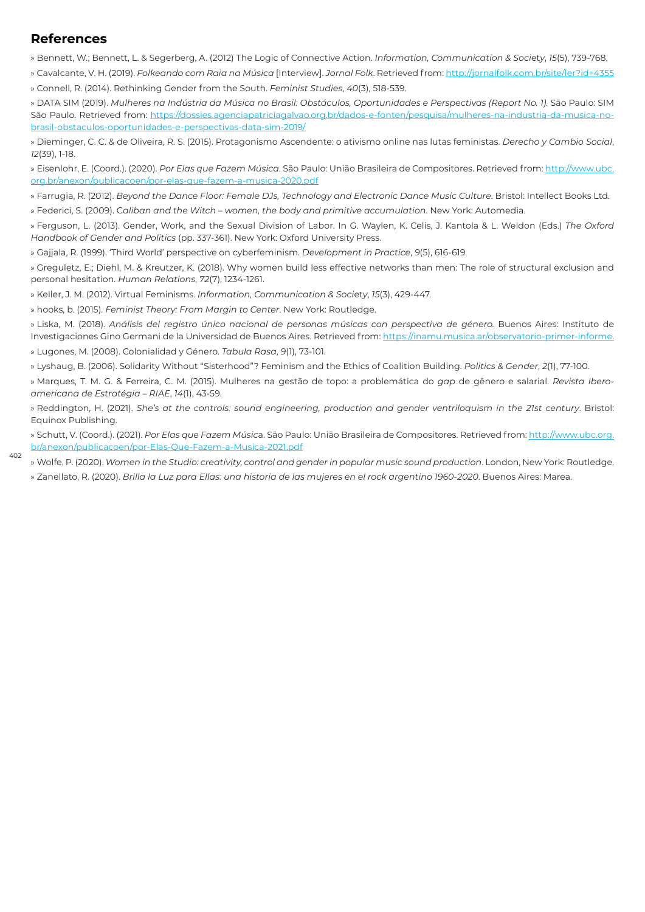## References

» Bennett, W.; Bennett, L. & Segerberg, A. (2012) The Logic of Connective Action. *Information, Communication & Society*, *15*(5), 739-768,

» Cavalcante, V. H. (2019). *Folkeando com Raia na Música* [Interview]. *Jornal Folk*. Retrieved from: http://jornalfolk.com.br/site/ler?id=4355

» Connell, R. (2014). Rethinking Gender from the South. *Feminist Studies*, *40*(3), 518-539.

» DATA SIM (2019). *Mulheres na Indústria da Música no Brasil: Obstáculos, Oportunidades e Perspectivas (Report No. 1).* São Paulo: SIM São Paulo. Retrieved from: https://dossies.agenciapatriciagalvao.org.br/dados-e-fonten/pesquisa/mulheres-na-industria-da-musica-no-brasil-obstaculos-oportunidades-e-perspectivas-data-sim-2019/

» Dieminger, C. C. & de Oliveira, R. S. (2015). Protagonismo Ascendente: o ativismo online nas lutas feministas. *Derecho y Cambio Social*, *12*(39), 1-18.

» Eisenlohr, E. (Coord.). (2020). *Por Elas que Fazem Música*. São Paulo: União Brasileira de Compositores. Retrieved from: http://www.ubc.org.br/anexon/publicacoen/por-elas-que-fazem-a-musica-2020.pdf

» Farrugia, R. (2012). *Beyond the Dance Floor: Female DJs, Technology and Electronic Dance Music Culture*. Bristol: Intellect Books Ltd.

» Federici, S. (2009). *Caliban and the Witch – women, the body and primitive accumulation*. New York: Automedia.

» Ferguson, L. (2013). Gender, Work, and the Sexual Division of Labor. In G. Waylen, K. Celis, J. Kantola & L. Weldon (Eds.) *The Oxford Handbook of Gender and Politics* (pp. 337-361). New York: Oxford University Press.

» Gajjala, R. (1999). 'Third World' perspective on cyberfeminism. *Development in Practice*, *9*(5), 616-619.

» Greguletz, E.; Diehl, M. & Kreutzer, K. (2018). Why women build less effective networks than men: The role of structural exclusion and personal hesitation. *Human Relations*, *72*(7), 1234-1261.

» Keller, J. M. (2012). Virtual Feminisms. *Information, Communication & Society*, *15*(3), 429-447.

» hooks, b. (2015). *Feminist Theory: From Margin to Center*. New York: Routledge.

» Liska, M. (2018). *Análisis del registro único nacional de personas músicas con perspectiva de género.* Buenos Aires: Instituto de Investigaciones Gino Germani de la Universidad de Buenos Aires. Retrieved from: https://inamu.musica.ar/observatorio-primer-informe.

» Lugones, M. (2008). Colonialidad y Género. *Tabula Rasa*, *9*(1), 73-101.

» Lyshaug, B. (2006). Solidarity Without "Sisterhood"? Feminism and the Ethics of Coalition Building. *Politics & Gender*, *2*(1), 77-100.

» Marques, T. M. G. & Ferreira, C. M. (2015). Mulheres na gestão de topo: a problemática do *gap* de gênero e salarial. *Revista Ibero-americana de Estratégia – RIAE*, *14*(1), 43-59.

» Reddington, H. (2021). *She's at the controls: sound engineering, production and gender ventriloquism in the 21st century*. Bristol: Equinox Publishing.

» Schutt, V. (Coord.). (2021). *Por Elas que Fazem Música*. São Paulo: União Brasileira de Compositores. Retrieved from: http://www.ubc.org.br/anexon/publicacoen/por-Elas-Que-Fazem-a-Musica-2021.pdf

» Wolfe, P. (2020). *Women in the Studio: creativity, control and gender in popular music sound production*. London, New York: Routledge.

» Zanellato, R. (2020). *Brilla la Luz para Ellas: una historia de las mujeres en el rock argentino 1960-2020*. Buenos Aires: Marea.